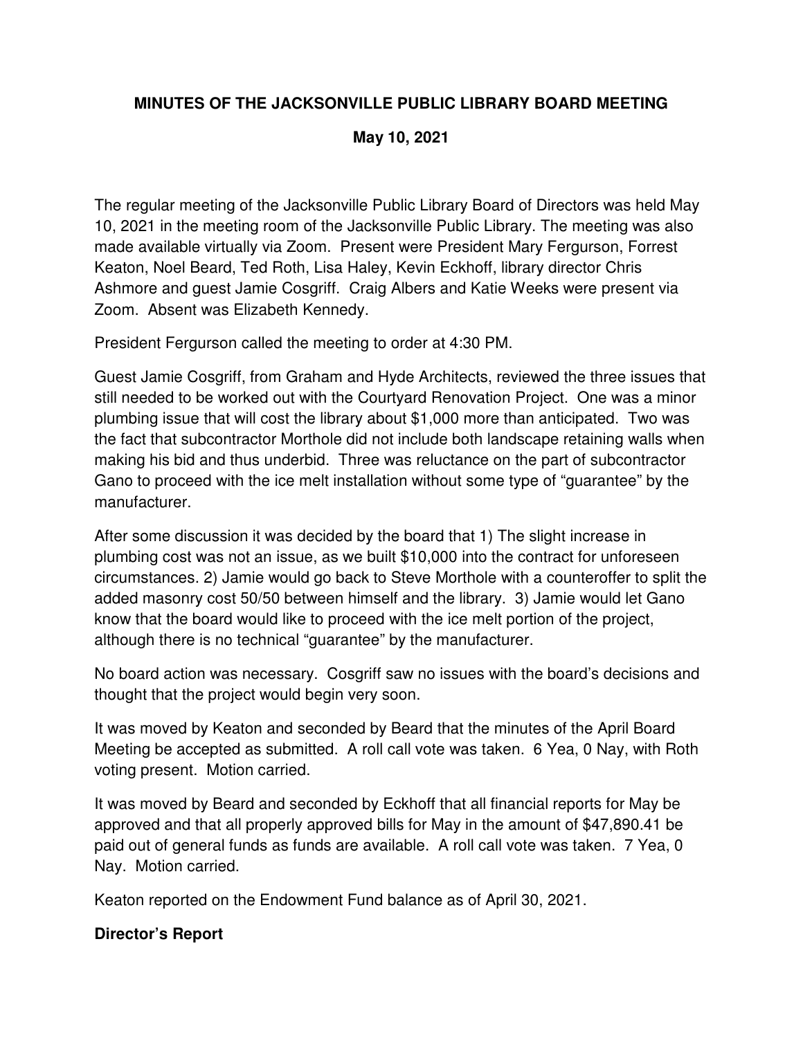# MINUTES OF THE JACKSONVILLE PUBLIC LIBRARY BOARD MEETING

## May 10, 2021

The regular meeting of the Jacksonville Public Library Board of Directors was held May 10, 2021 in the meeting room of the Jacksonville Public Library. The meeting was also made available virtually via Zoom. Present were President Mary Fergurson, Forrest Keaton, Noel Beard, Ted Roth, Lisa Haley, Kevin Eckhoff, library director Chris Ashmore and guest Jamie Cosgriff. Craig Albers and Katie Weeks were present via Zoom. Absent was Elizabeth Kennedy.

President Fergurson called the meeting to order at 4:30 PM.

Guest Jamie Cosgriff, from Graham and Hyde Architects, reviewed the three issues that still needed to be worked out with the Courtyard Renovation Project. One was a minor plumbing issue that will cost the library about $1,000 more than anticipated. Two was the fact that subcontractor Morthole did not include both landscape retaining walls when making his bid and thus underbid. Three was reluctance on the part of subcontractor Gano to proceed with the ice melt installation without some type of "guarantee" by the manufacturer.

After some discussion it was decided by the board that 1) The slight increase in plumbing cost was not an issue, as we built $10,000 into the contract for unforeseen circumstances. 2) Jamie would go back to Steve Morthole with a counteroffer to split the added masonry cost 50/50 between himself and the library. 3) Jamie would let Gano know that the board would like to proceed with the ice melt portion of the project, although there is no technical "guarantee" by the manufacturer.

No board action was necessary. Cosgriff saw no issues with the board's decisions and thought that the project would begin very soon.

It was moved by Keaton and seconded by Beard that the minutes of the April Board Meeting be accepted as submitted. A roll call vote was taken. 6 Yea, 0 Nay, with Roth voting present. Motion carried.

It was moved by Beard and seconded by Eckhoff that all financial reports for May be approved and that all properly approved bills for May in the amount of $47,890.41 be paid out of general funds as funds are available. A roll call vote was taken. 7 Yea, 0 Nay. Motion carried.

Keaton reported on the Endowment Fund balance as of April 30, 2021.

**Director's Report**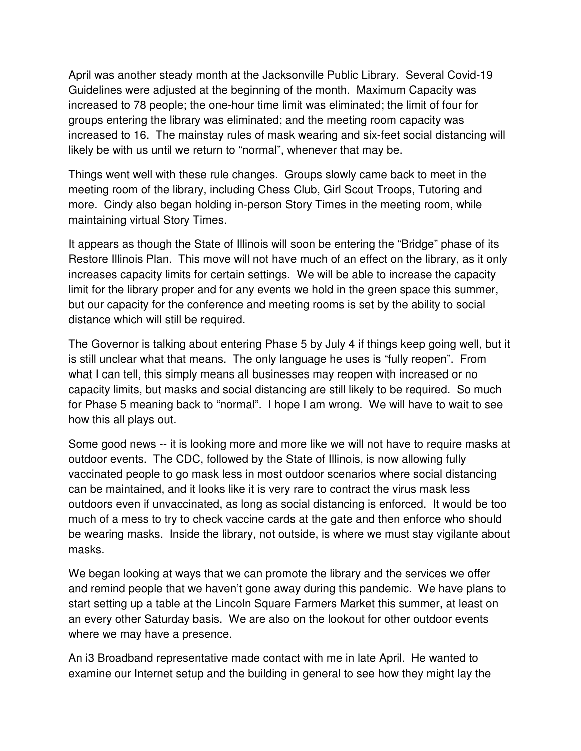April was another steady month at the Jacksonville Public Library. Several Covid-19 Guidelines were adjusted at the beginning of the month. Maximum Capacity was increased to 78 people; the one-hour time limit was eliminated; the limit of four for groups entering the library was eliminated; and the meeting room capacity was increased to 16. The mainstay rules of mask wearing and six-feet social distancing will likely be with us until we return to "normal", whenever that may be.

Things went well with these rule changes. Groups slowly came back to meet in the meeting room of the library, including Chess Club, Girl Scout Troops, Tutoring and more. Cindy also began holding in-person Story Times in the meeting room, while maintaining virtual Story Times.

It appears as though the State of Illinois will soon be entering the "Bridge" phase of its Restore Illinois Plan. This move will not have much of an effect on the library, as it only increases capacity limits for certain settings. We will be able to increase the capacity limit for the library proper and for any events we hold in the green space this summer, but our capacity for the conference and meeting rooms is set by the ability to social distance which will still be required.

The Governor is talking about entering Phase 5 by July 4 if things keep going well, but it is still unclear what that means. The only language he uses is "fully reopen". From what I can tell, this simply means all businesses may reopen with increased or no capacity limits, but masks and social distancing are still likely to be required. So much for Phase 5 meaning back to "normal". I hope I am wrong. We will have to wait to see how this all plays out.

Some good news -- it is looking more and more like we will not have to require masks at outdoor events. The CDC, followed by the State of Illinois, is now allowing fully vaccinated people to go mask less in most outdoor scenarios where social distancing can be maintained, and it looks like it is very rare to contract the virus mask less outdoors even if unvaccinated, as long as social distancing is enforced. It would be too much of a mess to try to check vaccine cards at the gate and then enforce who should be wearing masks. Inside the library, not outside, is where we must stay vigilante about masks.

We began looking at ways that we can promote the library and the services we offer and remind people that we haven't gone away during this pandemic. We have plans to start setting up a table at the Lincoln Square Farmers Market this summer, at least on an every other Saturday basis. We are also on the lookout for other outdoor events where we may have a presence.

An i3 Broadband representative made contact with me in late April. He wanted to examine our Internet setup and the building in general to see how they might lay the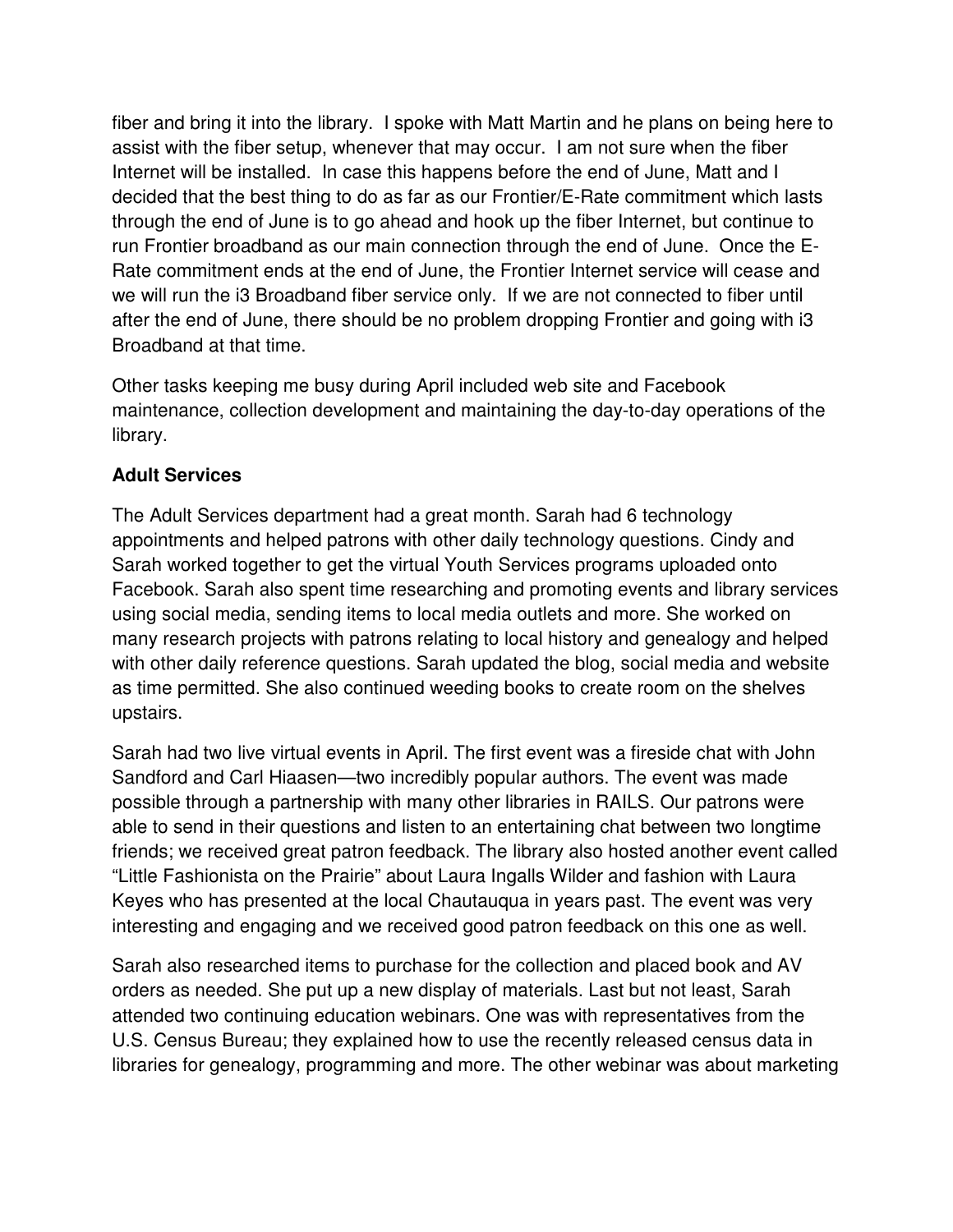fiber and bring it into the library. I spoke with Matt Martin and he plans on being here to assist with the fiber setup, whenever that may occur. I am not sure when the fiber Internet will be installed. In case this happens before the end of June, Matt and I decided that the best thing to do as far as our Frontier/E-Rate commitment which lasts through the end of June is to go ahead and hook up the fiber Internet, but continue to run Frontier broadband as our main connection through the end of June. Once the E-Rate commitment ends at the end of June, the Frontier Internet service will cease and we will run the i3 Broadband fiber service only. If we are not connected to fiber until after the end of June, there should be no problem dropping Frontier and going with i3 Broadband at that time.

Other tasks keeping me busy during April included web site and Facebook maintenance, collection development and maintaining the day-to-day operations of the library.

**Adult Services**

The Adult Services department had a great month. Sarah had 6 technology appointments and helped patrons with other daily technology questions. Cindy and Sarah worked together to get the virtual Youth Services programs uploaded onto Facebook. Sarah also spent time researching and promoting events and library services using social media, sending items to local media outlets and more. She worked on many research projects with patrons relating to local history and genealogy and helped with other daily reference questions. Sarah updated the blog, social media and website as time permitted. She also continued weeding books to create room on the shelves upstairs.

Sarah had two live virtual events in April. The first event was a fireside chat with John Sandford and Carl Hiaasen—two incredibly popular authors. The event was made possible through a partnership with many other libraries in RAILS. Our patrons were able to send in their questions and listen to an entertaining chat between two longtime friends; we received great patron feedback. The library also hosted another event called "Little Fashionista on the Prairie" about Laura Ingalls Wilder and fashion with Laura Keyes who has presented at the local Chautauqua in years past. The event was very interesting and engaging and we received good patron feedback on this one as well.

Sarah also researched items to purchase for the collection and placed book and AV orders as needed. She put up a new display of materials. Last but not least, Sarah attended two continuing education webinars. One was with representatives from the U.S. Census Bureau; they explained how to use the recently released census data in libraries for genealogy, programming and more. The other webinar was about marketing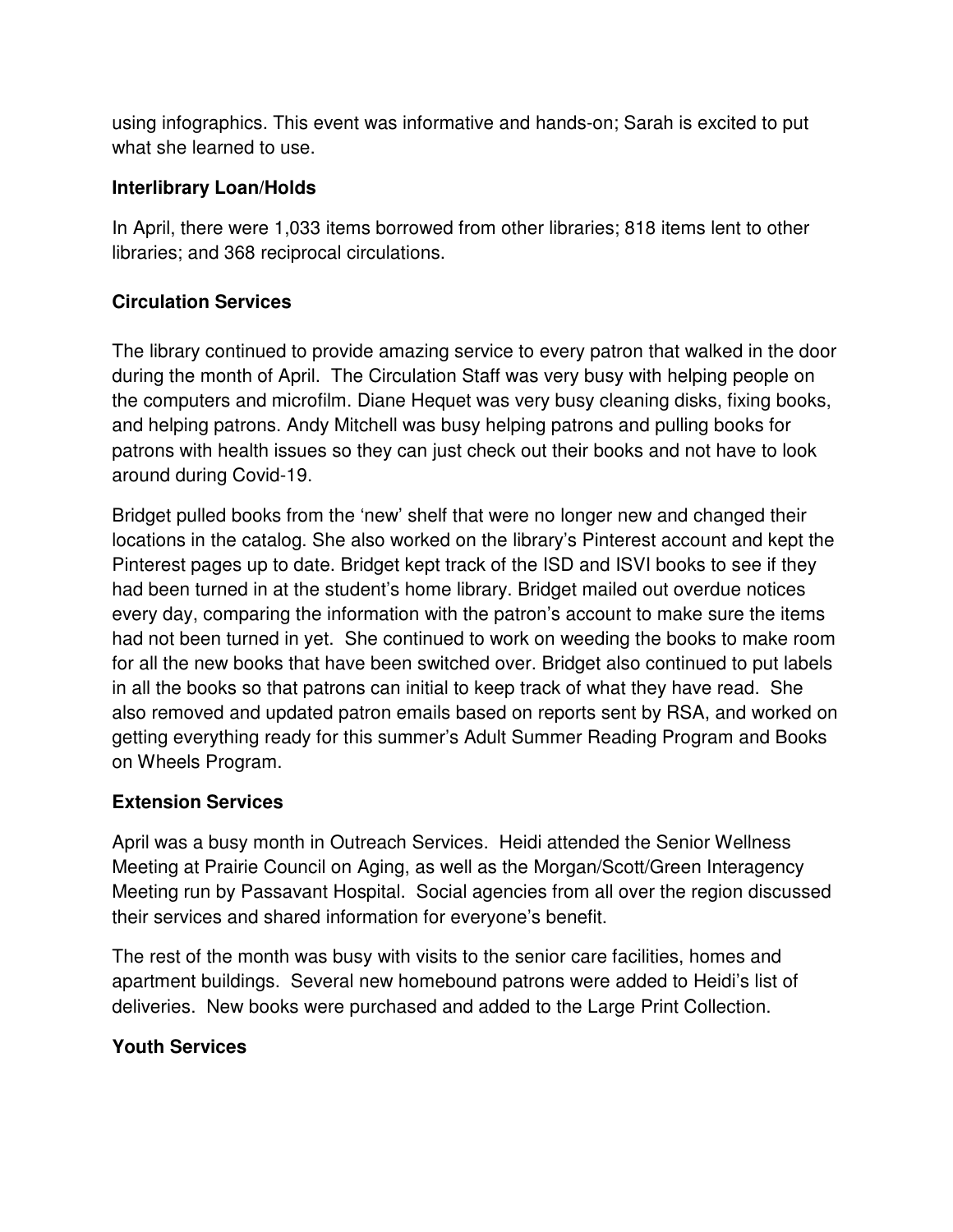using infographics. This event was informative and hands-on; Sarah is excited to put what she learned to use.

**Interlibrary Loan/Holds**

In April, there were 1,033 items borrowed from other libraries; 818 items lent to other libraries; and 368 reciprocal circulations.

**Circulation Services**

The library continued to provide amazing service to every patron that walked in the door during the month of April. The Circulation Staff was very busy with helping people on the computers and microfilm. Diane Hequet was very busy cleaning disks, fixing books, and helping patrons. Andy Mitchell was busy helping patrons and pulling books for patrons with health issues so they can just check out their books and not have to look around during Covid-19.

Bridget pulled books from the 'new' shelf that were no longer new and changed their locations in the catalog. She also worked on the library's Pinterest account and kept the Pinterest pages up to date. Bridget kept track of the ISD and ISVI books to see if they had been turned in at the student's home library. Bridget mailed out overdue notices every day, comparing the information with the patron's account to make sure the items had not been turned in yet. She continued to work on weeding the books to make room for all the new books that have been switched over. Bridget also continued to put labels in all the books so that patrons can initial to keep track of what they have read. She also removed and updated patron emails based on reports sent by RSA, and worked on getting everything ready for this summer's Adult Summer Reading Program and Books on Wheels Program.

**Extension Services**

April was a busy month in Outreach Services. Heidi attended the Senior Wellness Meeting at Prairie Council on Aging, as well as the Morgan/Scott/Green Interagency Meeting run by Passavant Hospital. Social agencies from all over the region discussed their services and shared information for everyone's benefit.

The rest of the month was busy with visits to the senior care facilities, homes and apartment buildings. Several new homebound patrons were added to Heidi's list of deliveries. New books were purchased and added to the Large Print Collection.

**Youth Services**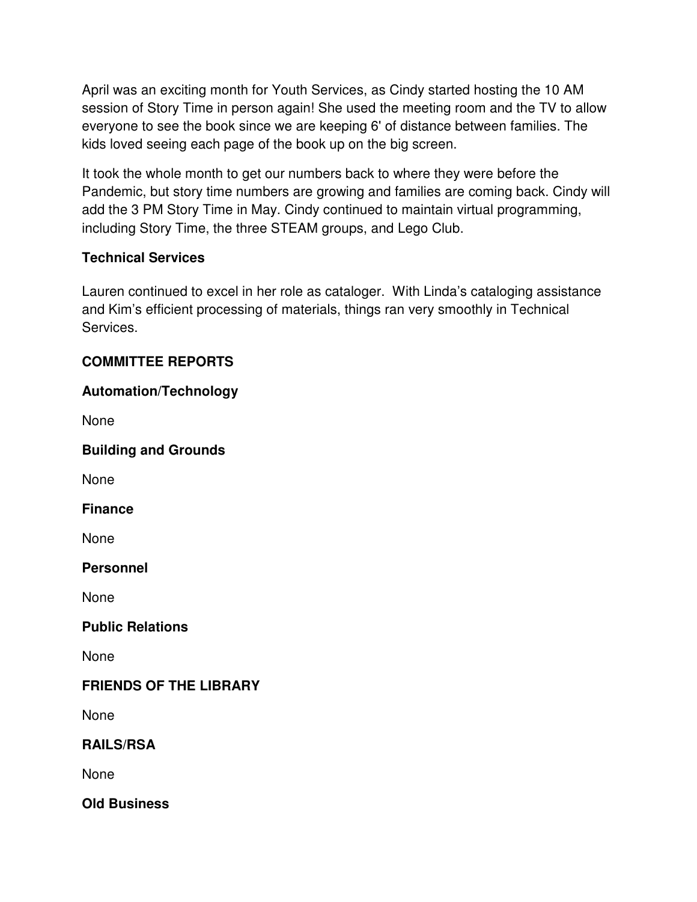April was an exciting month for Youth Services, as Cindy started hosting the 10 AM session of Story Time in person again! She used the meeting room and the TV to allow everyone to see the book since we are keeping 6' of distance between families. The kids loved seeing each page of the book up on the big screen.

It took the whole month to get our numbers back to where they were before the Pandemic, but story time numbers are growing and families are coming back. Cindy will add the 3 PM Story Time in May. Cindy continued to maintain virtual programming, including Story Time, the three STEAM groups, and Lego Club.

**Technical Services**

Lauren continued to excel in her role as cataloger. With Linda's cataloging assistance and Kim's efficient processing of materials, things ran very smoothly in Technical Services.

**COMMITTEE REPORTS**

**Automation/Technology**

None

**Building and Grounds**

None

**Finance**

None

**Personnel**

None

**Public Relations**

None

**FRIENDS OF THE LIBRARY**

None

**RAILS/RSA**

None

**Old Business**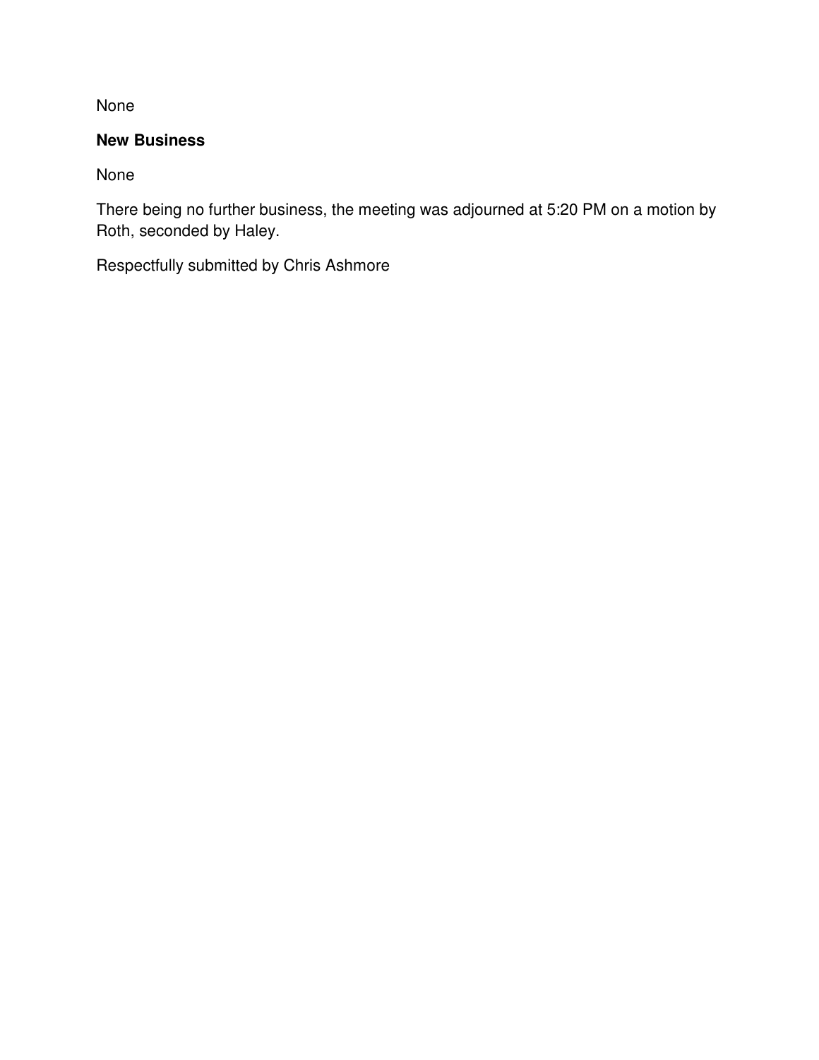None

**New Business**

None

There being no further business, the meeting was adjourned at 5:20 PM on a motion by Roth, seconded by Haley.

Respectfully submitted by Chris Ashmore